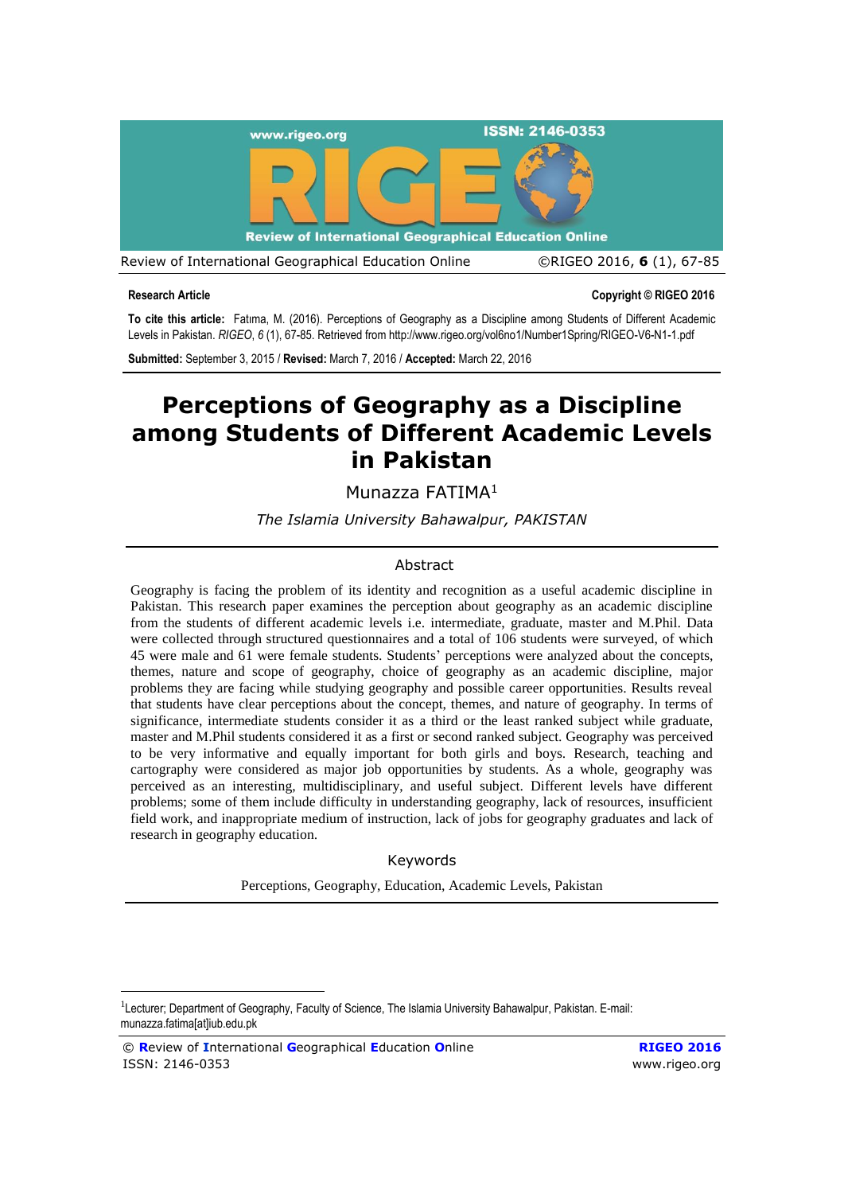**Research Article**

**Copyright © RIGEO 2016**

**To cite this article:** Fatıma, M. (2016). Perceptions of Geography as a Discipline among Students of Different Academic Levels in Pakistan. *RIGEO*, *6* (1), 67-85. Retrieved from http://www.rigeo.org/vol6no1/Number1Spring/RIGEO-V6-N1-1.pdf

**Submitted:** September 3, 2015 / **Revised:** March 7, 2016 / **Accepted:** March 22, 2016

# Perceptions of Geography as a Discipline among Students of Different Academic Levels in Pakistan

Munazza FATIMA[1]

*The Islamia University Bahawalpur, PAKISTAN*

## Abstract

Geography is facing the problem of its identity and recognition as a useful academic discipline in Pakistan. This research paper examines the perception about geography as an academic discipline from the students of different academic levels i.e. intermediate, graduate, master and M.Phil. Data were collected through structured questionnaires and a total of 106 students were surveyed, of which 45 were male and 61 were female students. Students' perceptions were analyzed about the concepts, themes, nature and scope of geography, choice of geography as an academic discipline, major problems they are facing while studying geography and possible career opportunities. Results reveal that students have clear perceptions about the concept, themes, and nature of geography. In terms of significance, intermediate students consider it as a third or the least ranked subject while graduate, master and M.Phil students considered it as a first or second ranked subject. Geography was perceived to be very informative and equally important for both girls and boys. Research, teaching and cartography were considered as major job opportunities by students. As a whole, geography was perceived as an interesting, multidisciplinary, and useful subject. Different levels have different problems; some of them include difficulty in understanding geography, lack of resources, insufficient field work, and inappropriate medium of instruction, lack of jobs for geography graduates and lack of research in geography education.

## Keywords

Perceptions, Geography, Education, Academic Levels, Pakistan

---

[1]Lecturer; Department of Geography, Faculty of Science, The Islamia University Bahawalpur, Pakistan. E-mail: munazza.fatima[at]iub.edu.pk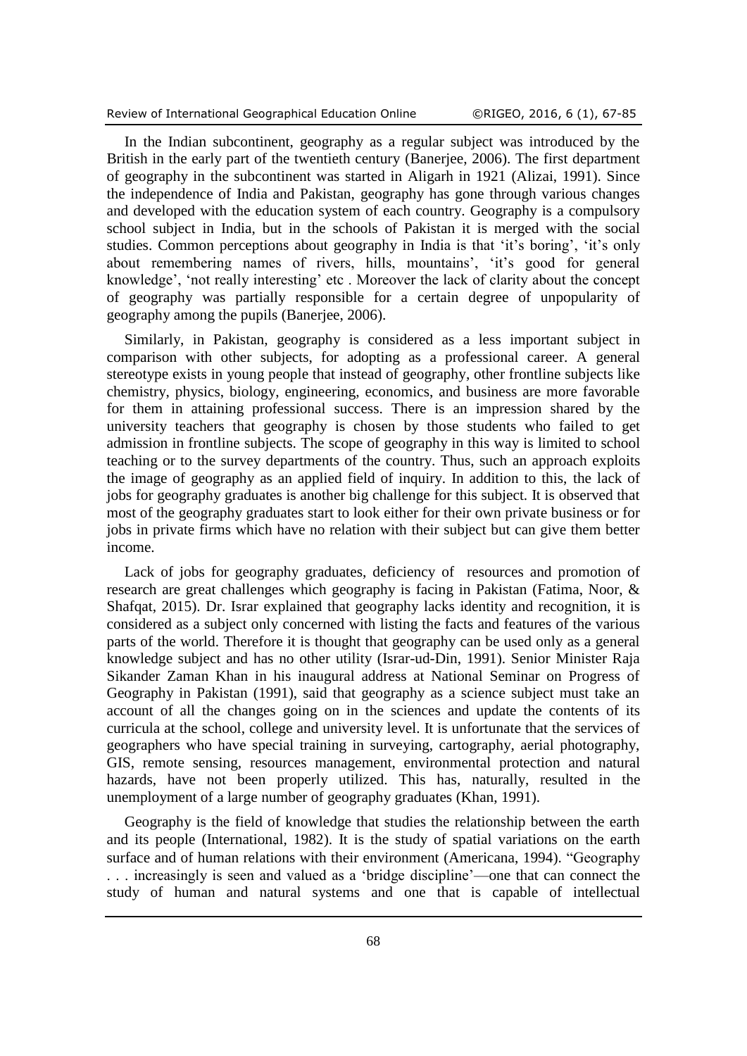In the Indian subcontinent, geography as a regular subject was introduced by the British in the early part of the twentieth century (Banerjee, 2006). The first department of geography in the subcontinent was started in Aligarh in 1921 (Alizai, 1991). Since the independence of India and Pakistan, geography has gone through various changes and developed with the education system of each country. Geography is a compulsory school subject in India, but in the schools of Pakistan it is merged with the social studies. Common perceptions about geography in India is that 'it's boring', 'it's only about remembering names of rivers, hills, mountains', 'it's good for general knowledge', 'not really interesting' etc . Moreover the lack of clarity about the concept of geography was partially responsible for a certain degree of unpopularity of geography among the pupils (Banerjee, 2006).

Similarly, in Pakistan, geography is considered as a less important subject in comparison with other subjects, for adopting as a professional career. A general stereotype exists in young people that instead of geography, other frontline subjects like chemistry, physics, biology, engineering, economics, and business are more favorable for them in attaining professional success. There is an impression shared by the university teachers that geography is chosen by those students who failed to get admission in frontline subjects. The scope of geography in this way is limited to school teaching or to the survey departments of the country. Thus, such an approach exploits the image of geography as an applied field of inquiry. In addition to this, the lack of jobs for geography graduates is another big challenge for this subject. It is observed that most of the geography graduates start to look either for their own private business or for jobs in private firms which have no relation with their subject but can give them better income.

Lack of jobs for geography graduates, deficiency of resources and promotion of research are great challenges which geography is facing in Pakistan (Fatima, Noor, & Shafqat, 2015). Dr. Israr explained that geography lacks identity and recognition, it is considered as a subject only concerned with listing the facts and features of the various parts of the world. Therefore it is thought that geography can be used only as a general knowledge subject and has no other utility (Israr-ud-Din, 1991). Senior Minister Raja Sikander Zaman Khan in his inaugural address at National Seminar on Progress of Geography in Pakistan (1991), said that geography as a science subject must take an account of all the changes going on in the sciences and update the contents of its curricula at the school, college and university level. It is unfortunate that the services of geographers who have special training in surveying, cartography, aerial photography, GIS, remote sensing, resources management, environmental protection and natural hazards, have not been properly utilized. This has, naturally, resulted in the unemployment of a large number of geography graduates (Khan, 1991).

Geography is the field of knowledge that studies the relationship between the earth and its people (International, 1982). It is the study of spatial variations on the earth surface and of human relations with their environment (Americana, 1994). "Geography . . . increasingly is seen and valued as a 'bridge discipline'—one that can connect the study of human and natural systems and one that is capable of intellectual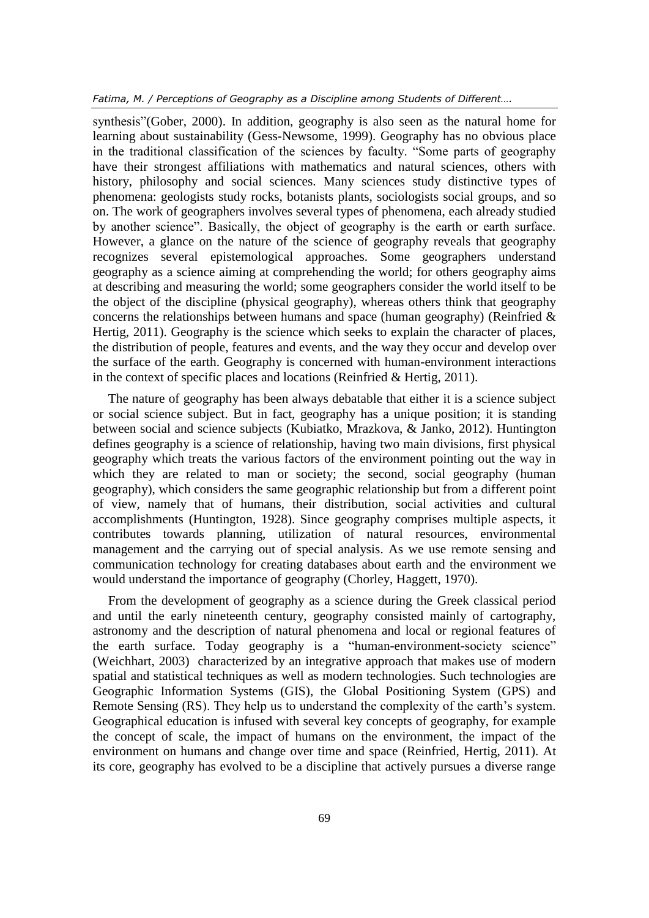synthesis"(Gober, 2000). In addition, geography is also seen as the natural home for learning about sustainability (Gess-Newsome, 1999). Geography has no obvious place in the traditional classification of the sciences by faculty. "Some parts of geography have their strongest affiliations with mathematics and natural sciences, others with history, philosophy and social sciences. Many sciences study distinctive types of phenomena: geologists study rocks, botanists plants, sociologists social groups, and so on. The work of geographers involves several types of phenomena, each already studied by another science". Basically, the object of geography is the earth or earth surface. However, a glance on the nature of the science of geography reveals that geography recognizes several epistemological approaches. Some geographers understand geography as a science aiming at comprehending the world; for others geography aims at describing and measuring the world; some geographers consider the world itself to be the object of the discipline (physical geography), whereas others think that geography concerns the relationships between humans and space (human geography) (Reinfried & Hertig, 2011). Geography is the science which seeks to explain the character of places, the distribution of people, features and events, and the way they occur and develop over the surface of the earth. Geography is concerned with human-environment interactions in the context of specific places and locations (Reinfried & Hertig, 2011).

The nature of geography has been always debatable that either it is a science subject or social science subject. But in fact, geography has a unique position; it is standing between social and science subjects (Kubiatko, Mrazkova, & Janko, 2012). Huntington defines geography is a science of relationship, having two main divisions, first physical geography which treats the various factors of the environment pointing out the way in which they are related to man or society; the second, social geography (human geography), which considers the same geographic relationship but from a different point of view, namely that of humans, their distribution, social activities and cultural accomplishments (Huntington, 1928). Since geography comprises multiple aspects, it contributes towards planning, utilization of natural resources, environmental management and the carrying out of special analysis. As we use remote sensing and communication technology for creating databases about earth and the environment we would understand the importance of geography (Chorley, Haggett, 1970).

From the development of geography as a science during the Greek classical period and until the early nineteenth century, geography consisted mainly of cartography, astronomy and the description of natural phenomena and local or regional features of the earth surface. Today geography is a "human-environment-society science" (Weichhart, 2003) characterized by an integrative approach that makes use of modern spatial and statistical techniques as well as modern technologies. Such technologies are Geographic Information Systems (GIS), the Global Positioning System (GPS) and Remote Sensing (RS). They help us to understand the complexity of the earth's system. Geographical education is infused with several key concepts of geography, for example the concept of scale, the impact of humans on the environment, the impact of the environment on humans and change over time and space (Reinfried, Hertig, 2011). At its core, geography has evolved to be a discipline that actively pursues a diverse range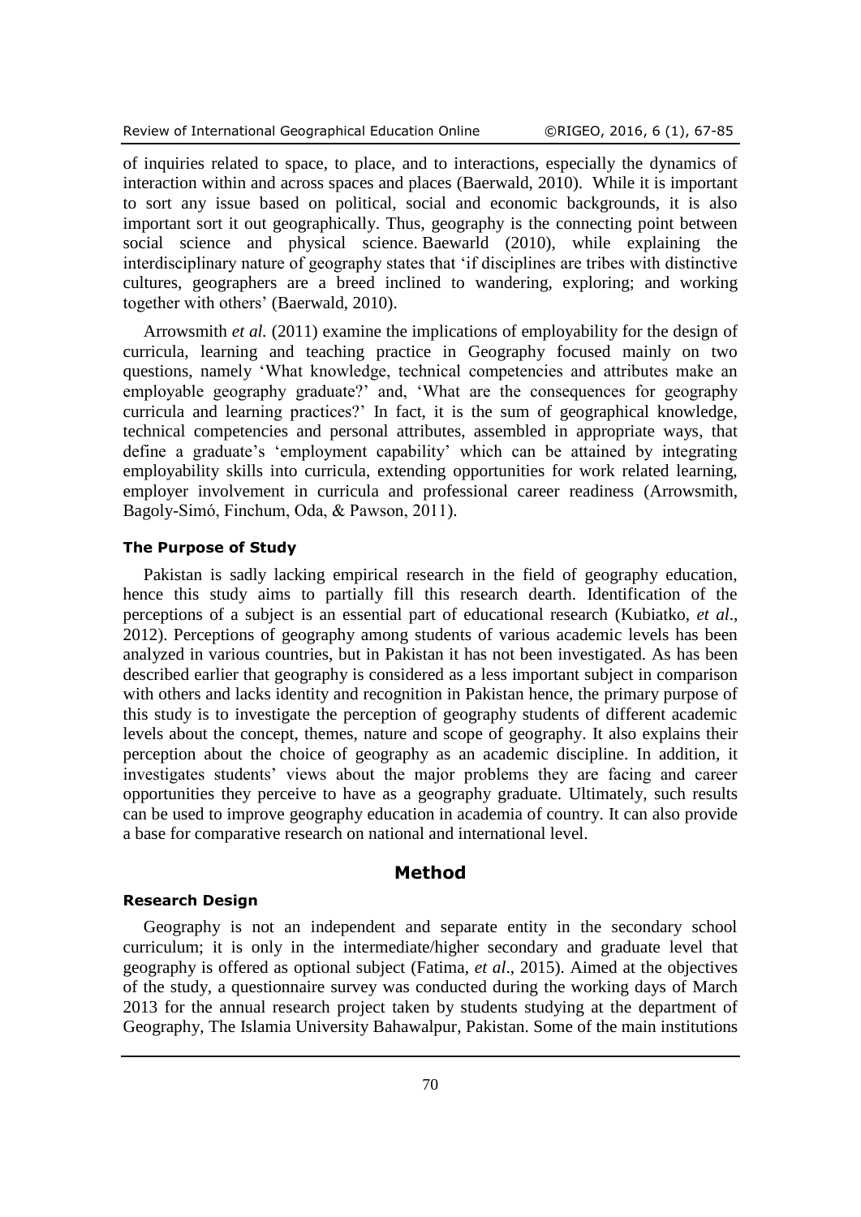of inquiries related to space, to place, and to interactions, especially the dynamics of interaction within and across spaces and places (Baerwald, 2010). While it is important to sort any issue based on political, social and economic backgrounds, it is also important sort it out geographically. Thus, geography is the connecting point between social science and physical science. Baewarld (2010), while explaining the interdisciplinary nature of geography states that 'if disciplines are tribes with distinctive cultures, geographers are a breed inclined to wandering, exploring; and working together with others' (Baerwald, 2010).

Arrowsmith *et al.* (2011) examine the implications of employability for the design of curricula, learning and teaching practice in Geography focused mainly on two questions, namely 'What knowledge, technical competencies and attributes make an employable geography graduate?' and, 'What are the consequences for geography curricula and learning practices?' In fact, it is the sum of geographical knowledge, technical competencies and personal attributes, assembled in appropriate ways, that define a graduate's 'employment capability' which can be attained by integrating employability skills into curricula, extending opportunities for work related learning, employer involvement in curricula and professional career readiness (Arrowsmith, Bagoly-Simó, Finchum, Oda, & Pawson, 2011).

### The Purpose of Study

Pakistan is sadly lacking empirical research in the field of geography education, hence this study aims to partially fill this research dearth. Identification of the perceptions of a subject is an essential part of educational research (Kubiatko, *et al*., 2012). Perceptions of geography among students of various academic levels has been analyzed in various countries, but in Pakistan it has not been investigated. As has been described earlier that geography is considered as a less important subject in comparison with others and lacks identity and recognition in Pakistan hence, the primary purpose of this study is to investigate the perception of geography students of different academic levels about the concept, themes, nature and scope of geography. It also explains their perception about the choice of geography as an academic discipline. In addition, it investigates students' views about the major problems they are facing and career opportunities they perceive to have as a geography graduate. Ultimately, such results can be used to improve geography education in academia of country. It can also provide a base for comparative research on national and international level.

## Method

### Research Design

Geography is not an independent and separate entity in the secondary school curriculum; it is only in the intermediate/higher secondary and graduate level that geography is offered as optional subject (Fatima, *et al*., 2015). Aimed at the objectives of the study, a questionnaire survey was conducted during the working days of March 2013 for the annual research project taken by students studying at the department of Geography, The Islamia University Bahawalpur, Pakistan. Some of the main institutions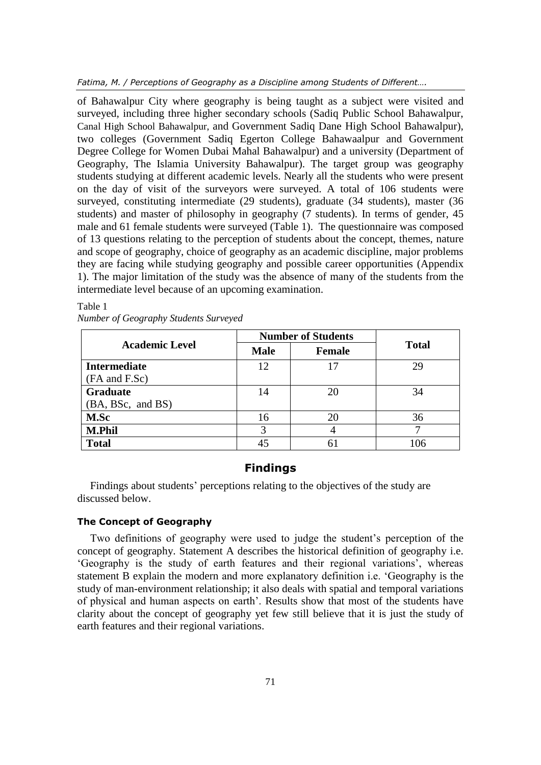of Bahawalpur City where geography is being taught as a subject were visited and surveyed, including three higher secondary schools (Sadiq Public School Bahawalpur, Canal High School Bahawalpur, and Government Sadiq Dane High School Bahawalpur), two colleges (Government Sadiq Egerton College Bahawaalpur and Government Degree College for Women Dubai Mahal Bahawalpur) and a university (Department of Geography, The Islamia University Bahawalpur). The target group was geography students studying at different academic levels. Nearly all the students who were present on the day of visit of the surveyors were surveyed. A total of 106 students were surveyed, constituting intermediate (29 students), graduate (34 students), master (36 students) and master of philosophy in geography (7 students). In terms of gender, 45 male and 61 female students were surveyed (Table 1). The questionnaire was composed of 13 questions relating to the perception of students about the concept, themes, nature and scope of geography, choice of geography as an academic discipline, major problems they are facing while studying geography and possible career opportunities (Appendix 1). The major limitation of the study was the absence of many of the students from the intermediate level because of an upcoming examination.

Table 1
*Number of Geography Students Surveyed*

| Academic Level | Number of Students | | Total |
|---|---|---|---|
| | **Male** | **Female** | |
| **Intermediate** (FA and F.Sc) | 12 | 17 | 29 |
| **Graduate** (BA, BSc, and BS) | 14 | 20 | 34 |
| **M.Sc** | 16 | 20 | 36 |
| **M.Phil** | 3 | 4 | 7 |
| **Total** | 45 | 61 | 106 |

## Findings

Findings about students' perceptions relating to the objectives of the study are discussed below.

### The Concept of Geography

Two definitions of geography were used to judge the student's perception of the concept of geography. Statement A describes the historical definition of geography i.e. 'Geography is the study of earth features and their regional variations', whereas statement B explain the modern and more explanatory definition i.e. 'Geography is the study of man-environment relationship; it also deals with spatial and temporal variations of physical and human aspects on earth'. Results show that most of the students have clarity about the concept of geography yet few still believe that it is just the study of earth features and their regional variations.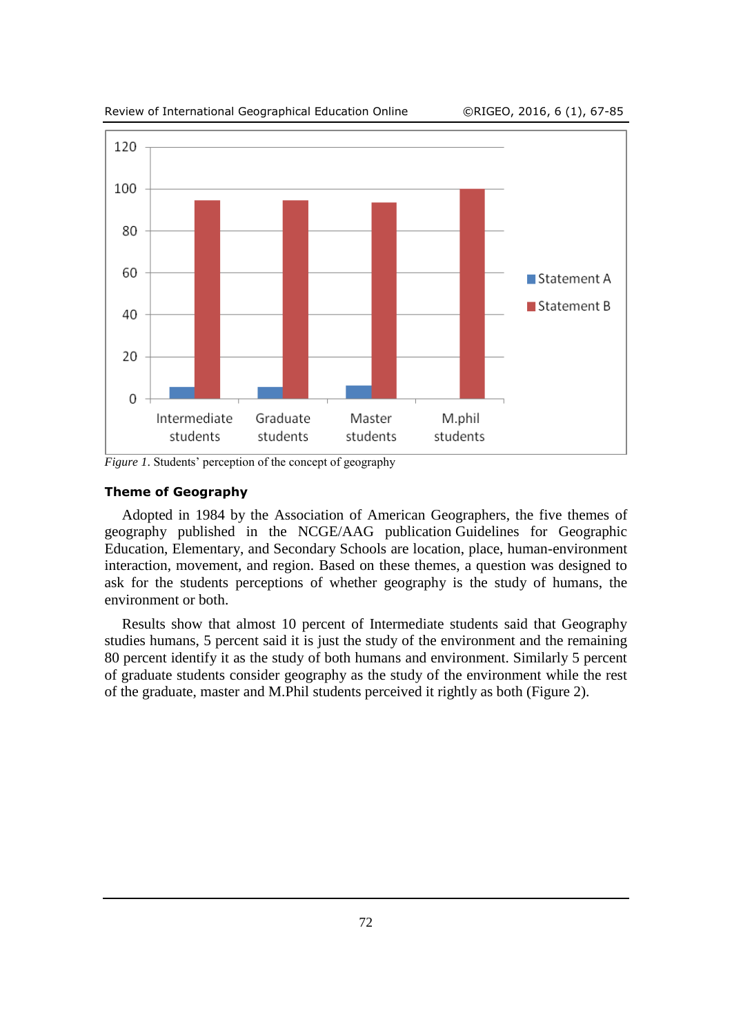Figure 1. Students' perception of the concept of geography

### Theme of Geography

Adopted in 1984 by the Association of American Geographers, the five themes of geography published in the NCGE/AAG publication Guidelines for Geographic Education, Elementary, and Secondary Schools are location, place, human-environment interaction, movement, and region. Based on these themes, a question was designed to ask for the students perceptions of whether geography is the study of humans, the environment or both.

Results show that almost 10 percent of Intermediate students said that Geography studies humans, 5 percent said it is just the study of the environment and the remaining 80 percent identify it as the study of both humans and environment. Similarly 5 percent of graduate students consider geography as the study of the environment while the rest of the graduate, master and M.Phil students perceived it rightly as both (Figure 2).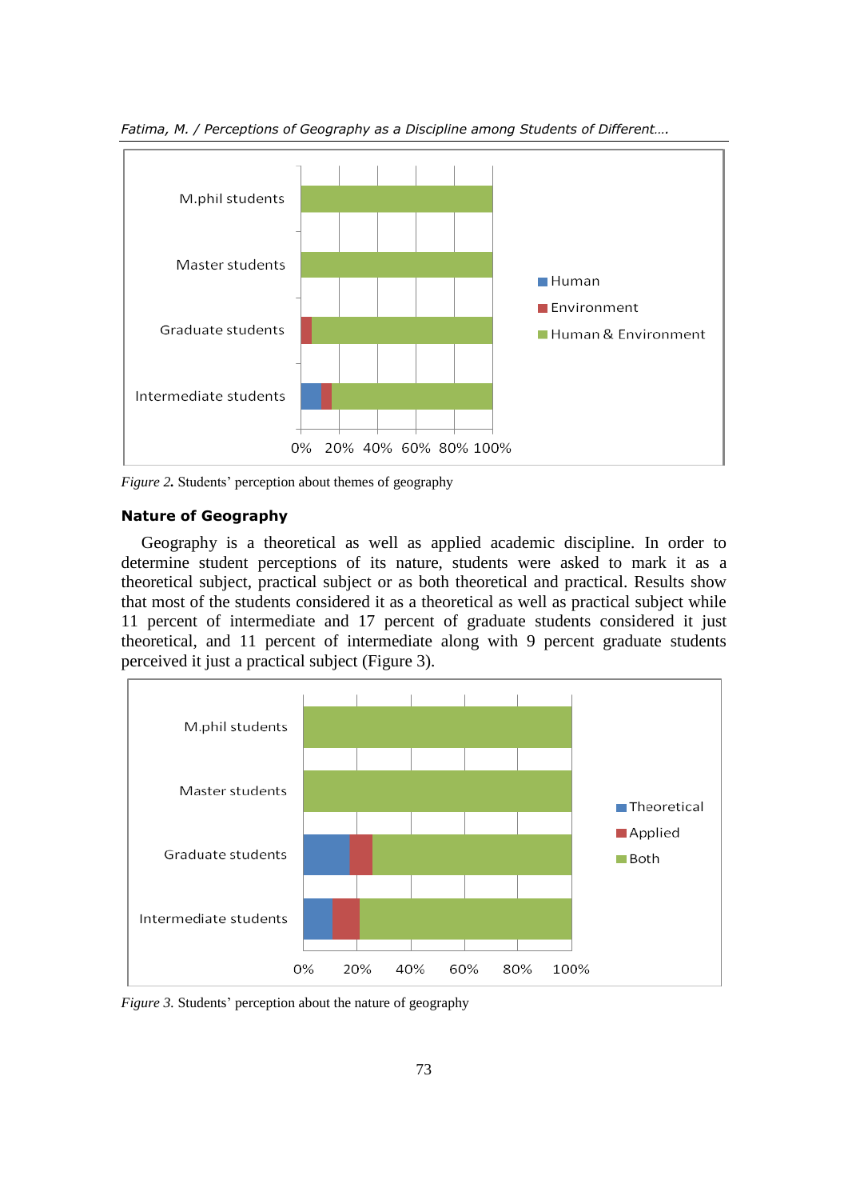*Figure 2.* Students' perception about themes of geography

### Nature of Geography

Geography is a theoretical as well as applied academic discipline. In order to determine student perceptions of its nature, students were asked to mark it as a theoretical subject, practical subject or as both theoretical and practical. Results show that most of the students considered it as a theoretical as well as practical subject while 11 percent of intermediate and 17 percent of graduate students considered it just theoretical, and 11 percent of intermediate along with 9 percent graduate students perceived it just a practical subject (Figure 3).

*Figure 3.* Students' perception about the nature of geography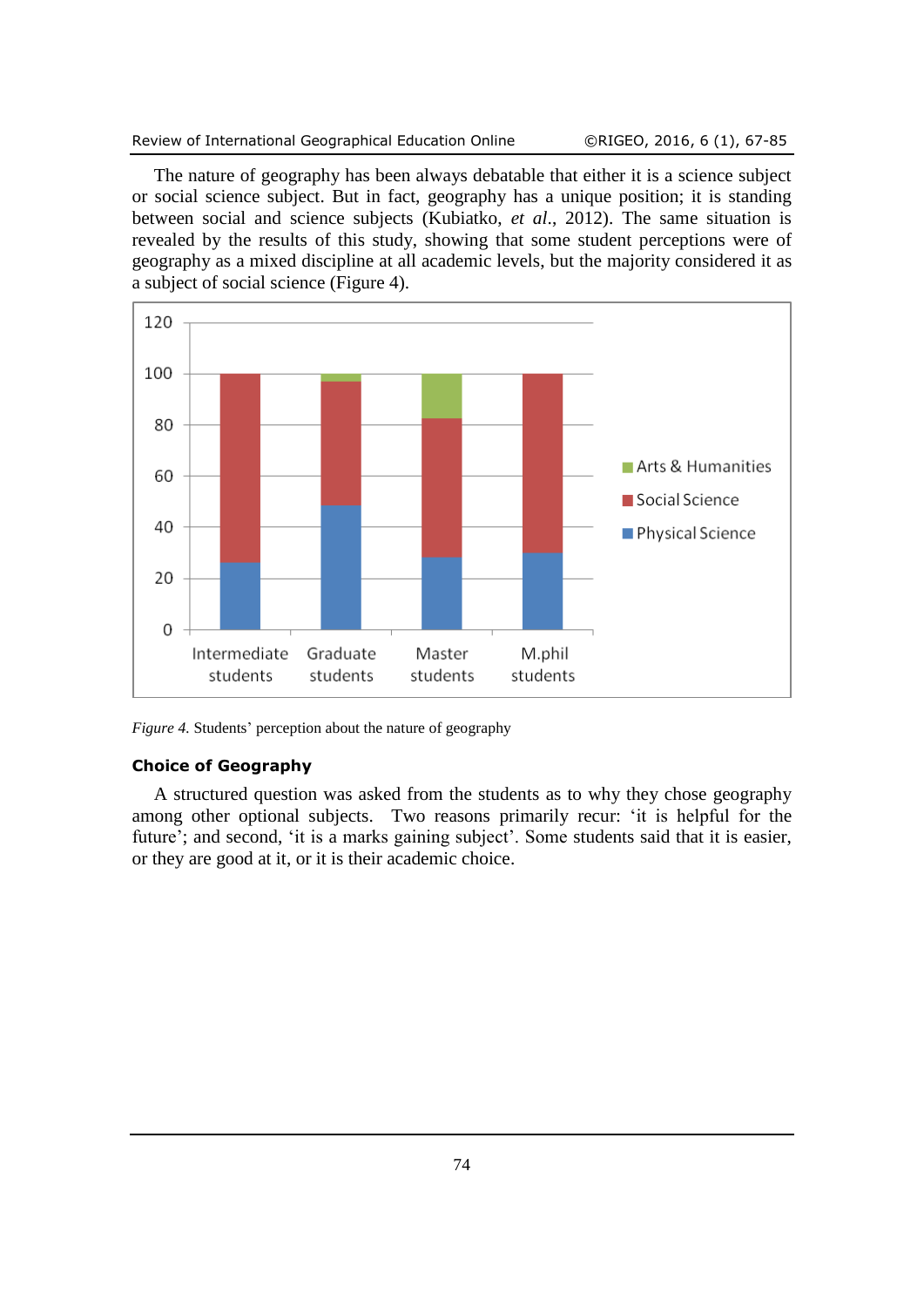The nature of geography has been always debatable that either it is a science subject or social science subject. But in fact, geography has a unique position; it is standing between social and science subjects (Kubiatko, *et al*., 2012). The same situation is revealed by the results of this study, showing that some student perceptions were of geography as a mixed discipline at all academic levels, but the majority considered it as a subject of social science (Figure 4).

*Figure 4.* Students' perception about the nature of geography

### Choice of Geography

A structured question was asked from the students as to why they chose geography among other optional subjects. Two reasons primarily recur: 'it is helpful for the future'; and second, 'it is a marks gaining subject'. Some students said that it is easier, or they are good at it, or it is their academic choice.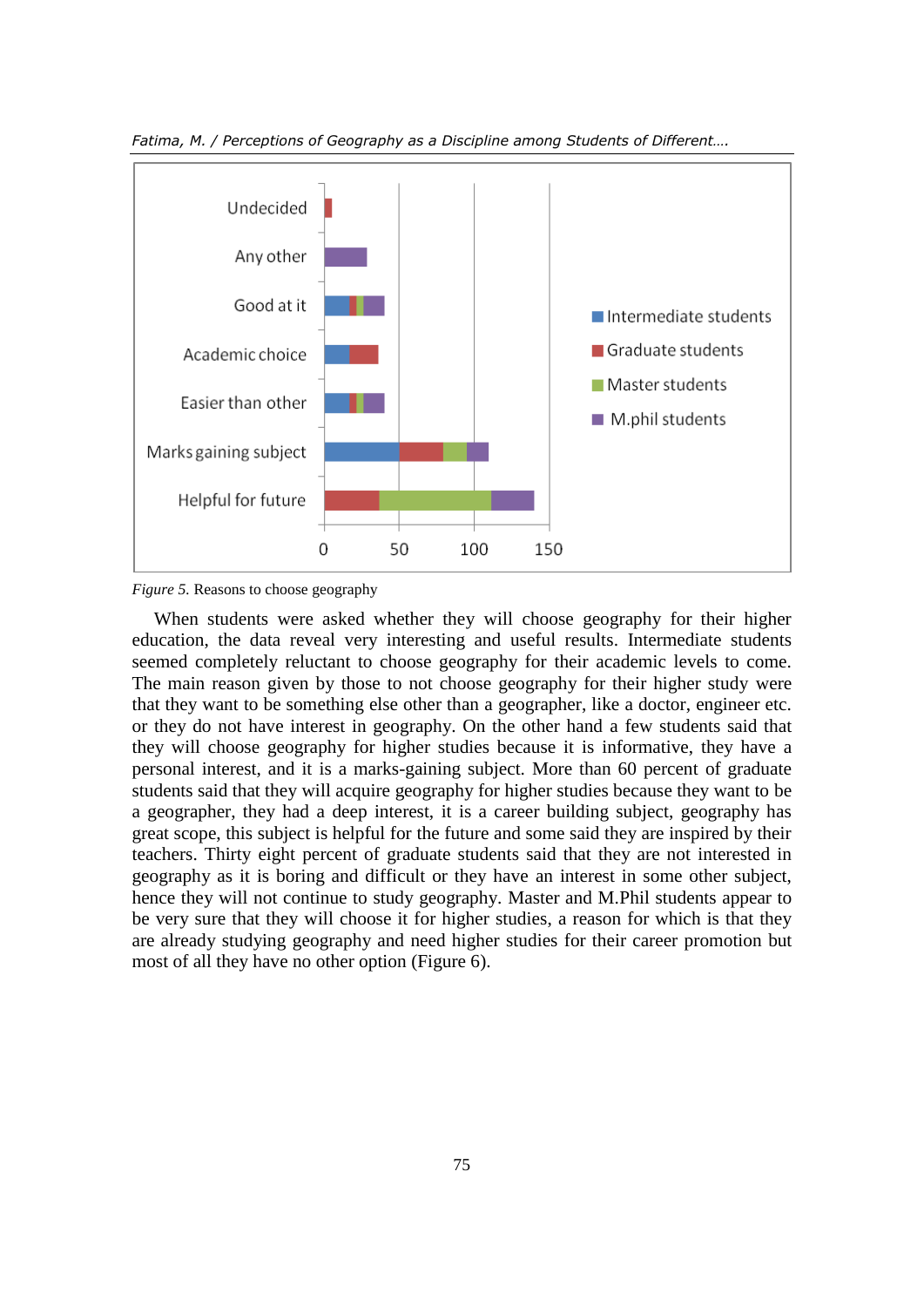*Figure 5.* Reasons to choose geography

When students were asked whether they will choose geography for their higher education, the data reveal very interesting and useful results. Intermediate students seemed completely reluctant to choose geography for their academic levels to come. The main reason given by those to not choose geography for their higher study were that they want to be something else other than a geographer, like a doctor, engineer etc. or they do not have interest in geography. On the other hand a few students said that they will choose geography for higher studies because it is informative, they have a personal interest, and it is a marks-gaining subject. More than 60 percent of graduate students said that they will acquire geography for higher studies because they want to be a geographer, they had a deep interest, it is a career building subject, geography has great scope, this subject is helpful for the future and some said they are inspired by their teachers. Thirty eight percent of graduate students said that they are not interested in geography as it is boring and difficult or they have an interest in some other subject, hence they will not continue to study geography. Master and M.Phil students appear to be very sure that they will choose it for higher studies, a reason for which is that they are already studying geography and need higher studies for their career promotion but most of all they have no other option (Figure 6).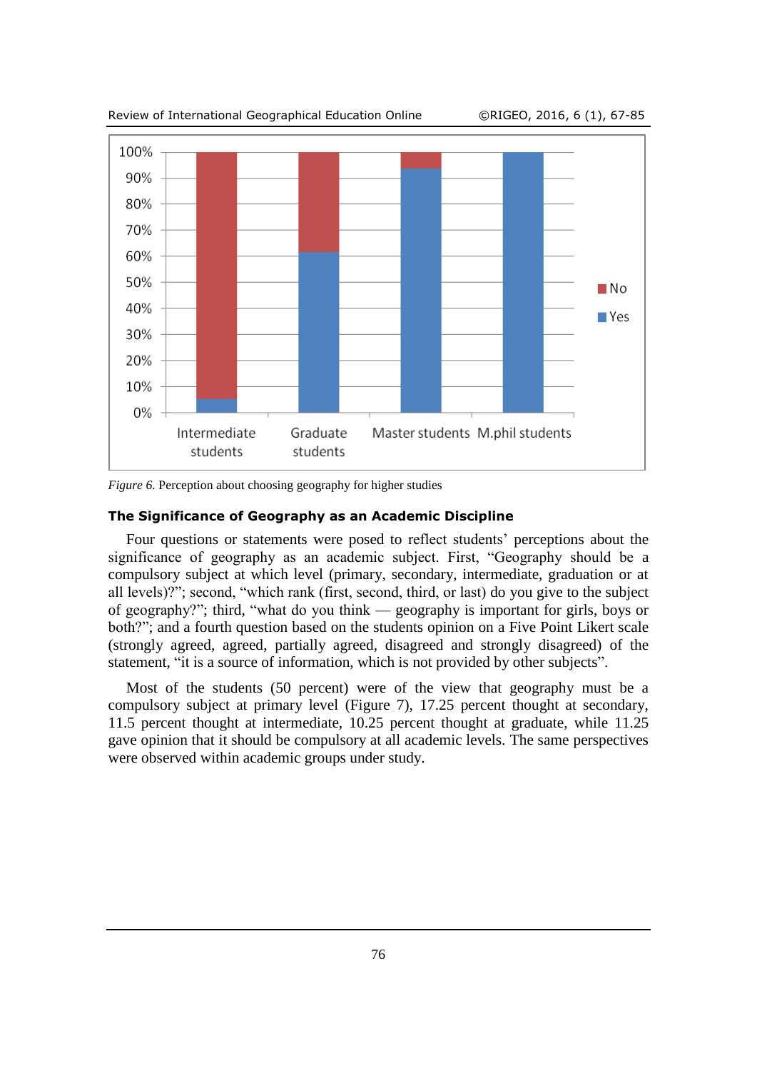*Figure 6.* Perception about choosing geography for higher studies

#### The Significance of Geography as an Academic Discipline

Four questions or statements were posed to reflect students' perceptions about the significance of geography as an academic subject. First, "Geography should be a compulsory subject at which level (primary, secondary, intermediate, graduation or at all levels)?"; second, "which rank (first, second, third, or last) do you give to the subject of geography?"; third, "what do you think — geography is important for girls, boys or both?"; and a fourth question based on the students opinion on a Five Point Likert scale (strongly agreed, agreed, partially agreed, disagreed and strongly disagreed) of the statement, "it is a source of information, which is not provided by other subjects".

Most of the students (50 percent) were of the view that geography must be a compulsory subject at primary level (Figure 7), 17.25 percent thought at secondary, 11.5 percent thought at intermediate, 10.25 percent thought at graduate, while 11.25 gave opinion that it should be compulsory at all academic levels. The same perspectives were observed within academic groups under study.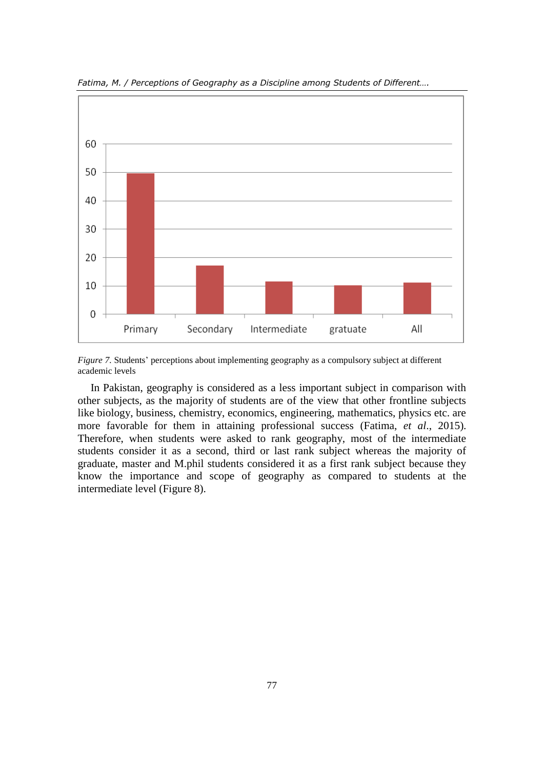*Figure 7.* Students' perceptions about implementing geography as a compulsory subject at different academic levels

In Pakistan, geography is considered as a less important subject in comparison with other subjects, as the majority of students are of the view that other frontline subjects like biology, business, chemistry, economics, engineering, mathematics, physics etc. are more favorable for them in attaining professional success (Fatima, *et al*., 2015). Therefore, when students were asked to rank geography, most of the intermediate students consider it as a second, third or last rank subject whereas the majority of graduate, master and M.phil students considered it as a first rank subject because they know the importance and scope of geography as compared to students at the intermediate level (Figure 8).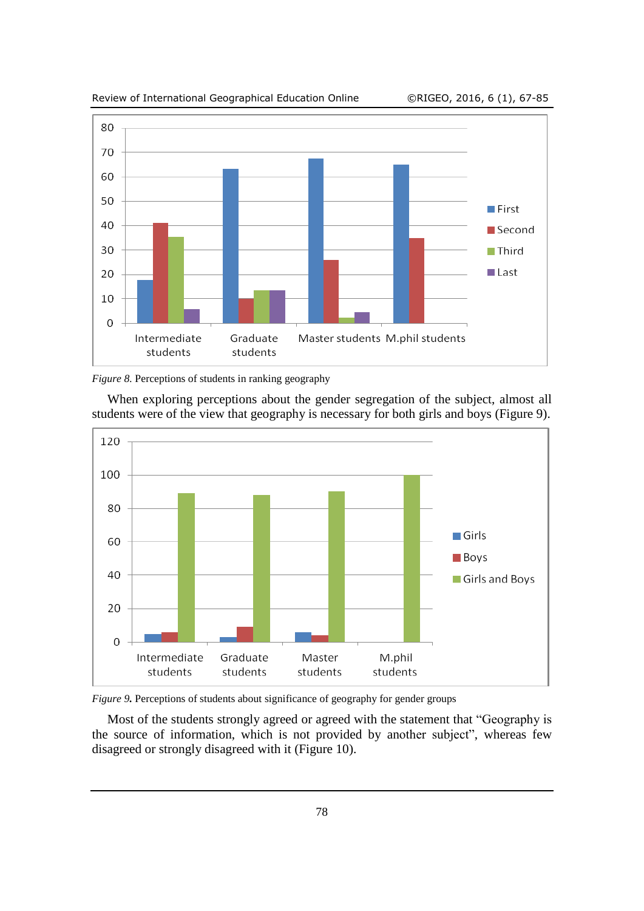*Figure 8.* Perceptions of students in ranking geography

When exploring perceptions about the gender segregation of the subject, almost all students were of the view that geography is necessary for both girls and boys (Figure 9).

*Figure 9.* Perceptions of students about significance of geography for gender groups

Most of the students strongly agreed or agreed with the statement that "Geography is the source of information, which is not provided by another subject", whereas few disagreed or strongly disagreed with it (Figure 10).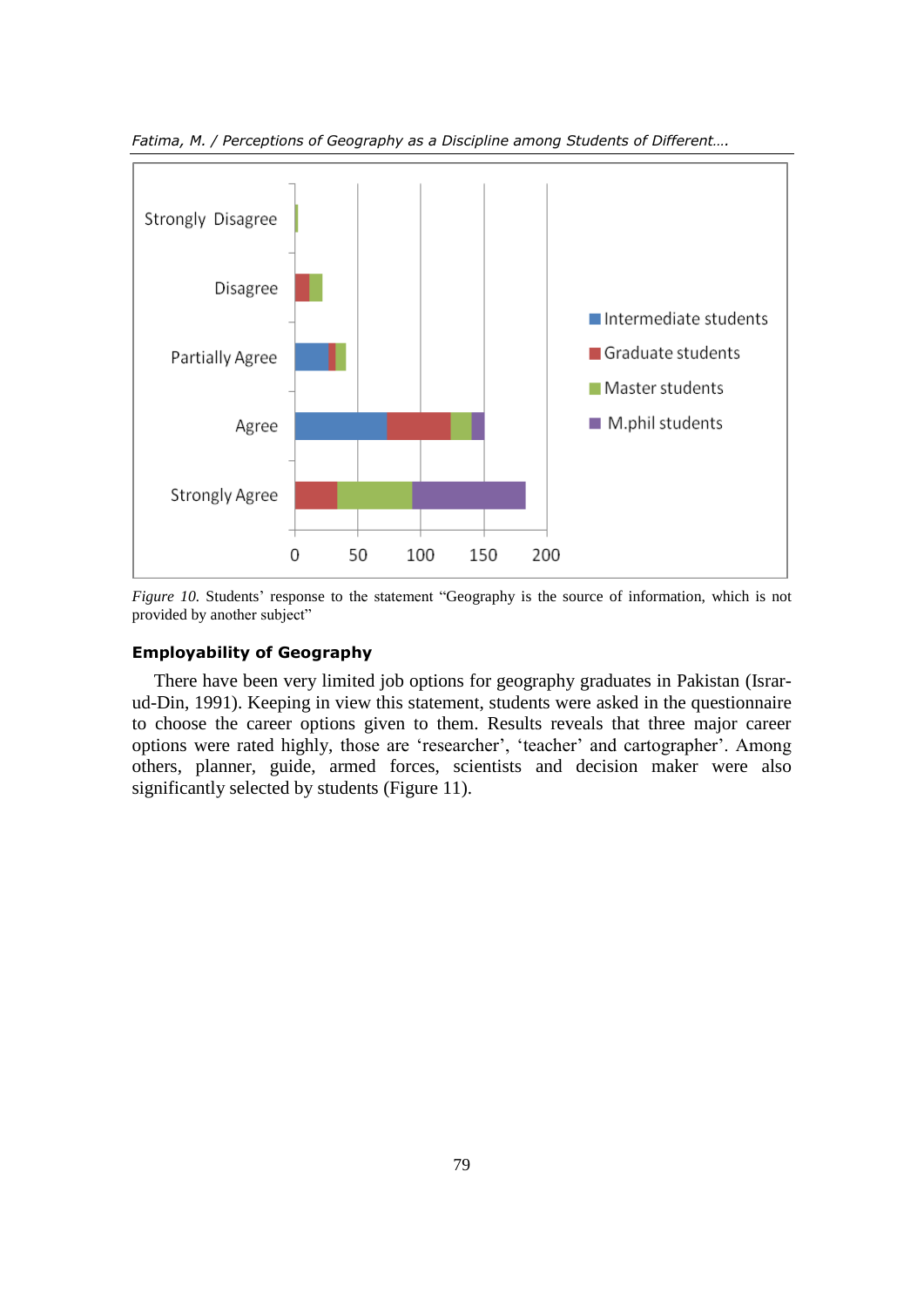*Figure 10.* Students' response to the statement "Geography is the source of information, which is not provided by another subject"

### Employability of Geography

There have been very limited job options for geography graduates in Pakistan (Israr-ud-Din, 1991). Keeping in view this statement, students were asked in the questionnaire to choose the career options given to them. Results reveals that three major career options were rated highly, those are 'researcher', 'teacher' and cartographer'. Among others, planner, guide, armed forces, scientists and decision maker were also significantly selected by students (Figure 11).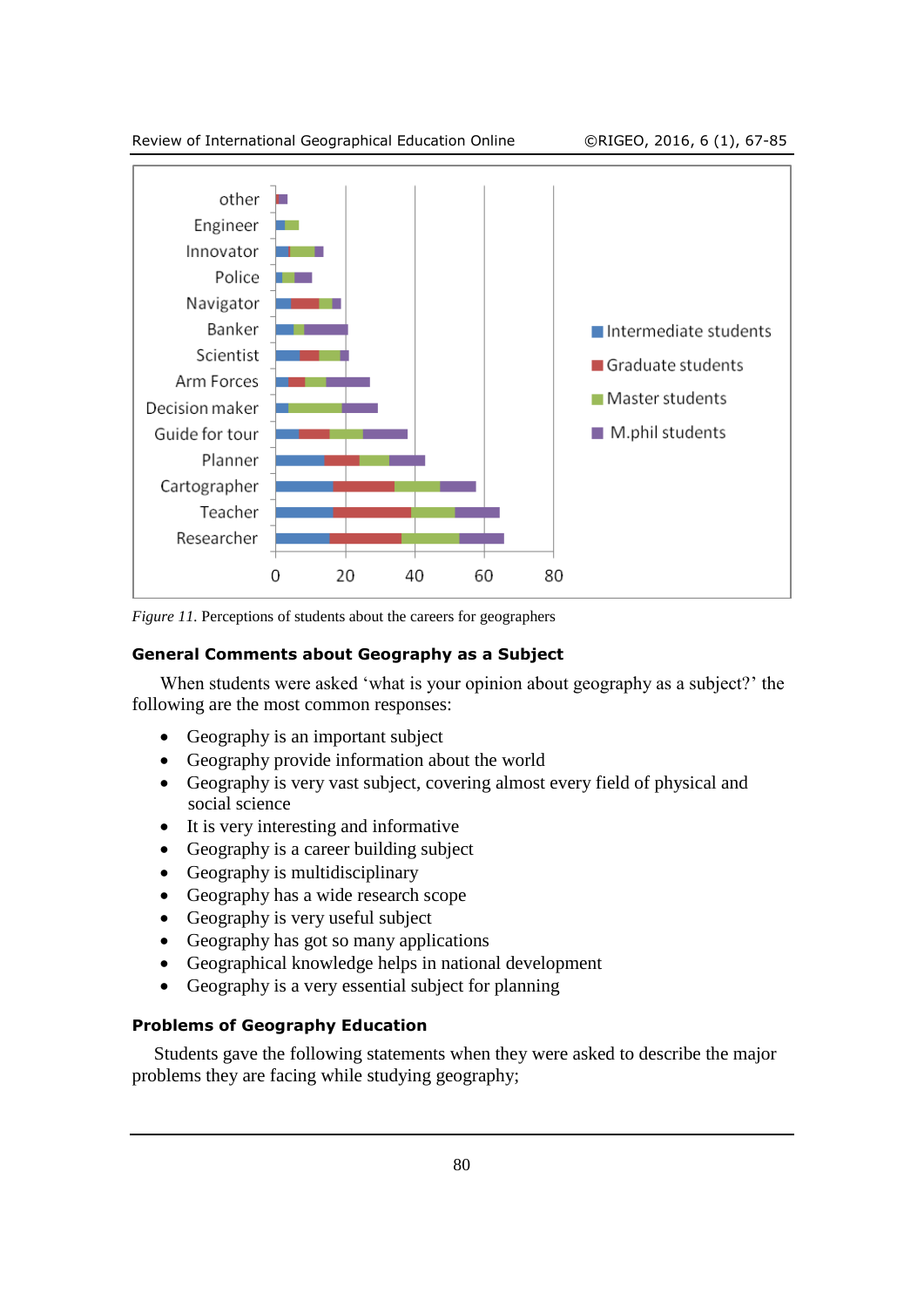*Figure 11.* Perceptions of students about the careers for geographers

### General Comments about Geography as a Subject

When students were asked 'what is your opinion about geography as a subject?' the following are the most common responses:

- Geography is an important subject
- Geography provide information about the world
- Geography is very vast subject, covering almost every field of physical and social science
- It is very interesting and informative
- Geography is a career building subject
- Geography is multidisciplinary
- Geography has a wide research scope
- Geography is very useful subject
- Geography has got so many applications
- Geographical knowledge helps in national development
- Geography is a very essential subject for planning

### Problems of Geography Education

Students gave the following statements when they were asked to describe the major problems they are facing while studying geography;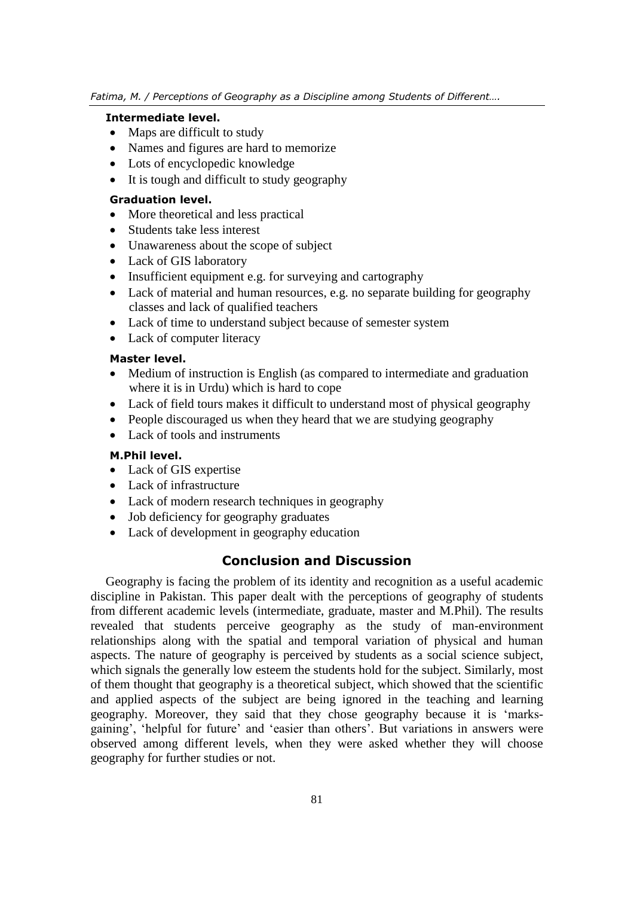**Intermediate level.**

- Maps are difficult to study
- Names and figures are hard to memorize
- Lots of encyclopedic knowledge
- It is tough and difficult to study geography

**Graduation level.**

- More theoretical and less practical
- Students take less interest
- Unawareness about the scope of subject
- Lack of GIS laboratory
- Insufficient equipment e.g. for surveying and cartography
- Lack of material and human resources, e.g. no separate building for geography classes and lack of qualified teachers
- Lack of time to understand subject because of semester system
- Lack of computer literacy

**Master level.**

- Medium of instruction is English (as compared to intermediate and graduation where it is in Urdu) which is hard to cope
- Lack of field tours makes it difficult to understand most of physical geography
- People discouraged us when they heard that we are studying geography
- Lack of tools and instruments

**M.Phil level.**

- Lack of GIS expertise
- Lack of infrastructure
- Lack of modern research techniques in geography
- Job deficiency for geography graduates
- Lack of development in geography education

## Conclusion and Discussion

Geography is facing the problem of its identity and recognition as a useful academic discipline in Pakistan. This paper dealt with the perceptions of geography of students from different academic levels (intermediate, graduate, master and M.Phil). The results revealed that students perceive geography as the study of man-environment relationships along with the spatial and temporal variation of physical and human aspects. The nature of geography is perceived by students as a social science subject, which signals the generally low esteem the students hold for the subject. Similarly, most of them thought that geography is a theoretical subject, which showed that the scientific and applied aspects of the subject are being ignored in the teaching and learning geography. Moreover, they said that they chose geography because it is 'marks-gaining', 'helpful for future' and 'easier than others'. But variations in answers were observed among different levels, when they were asked whether they will choose geography for further studies or not.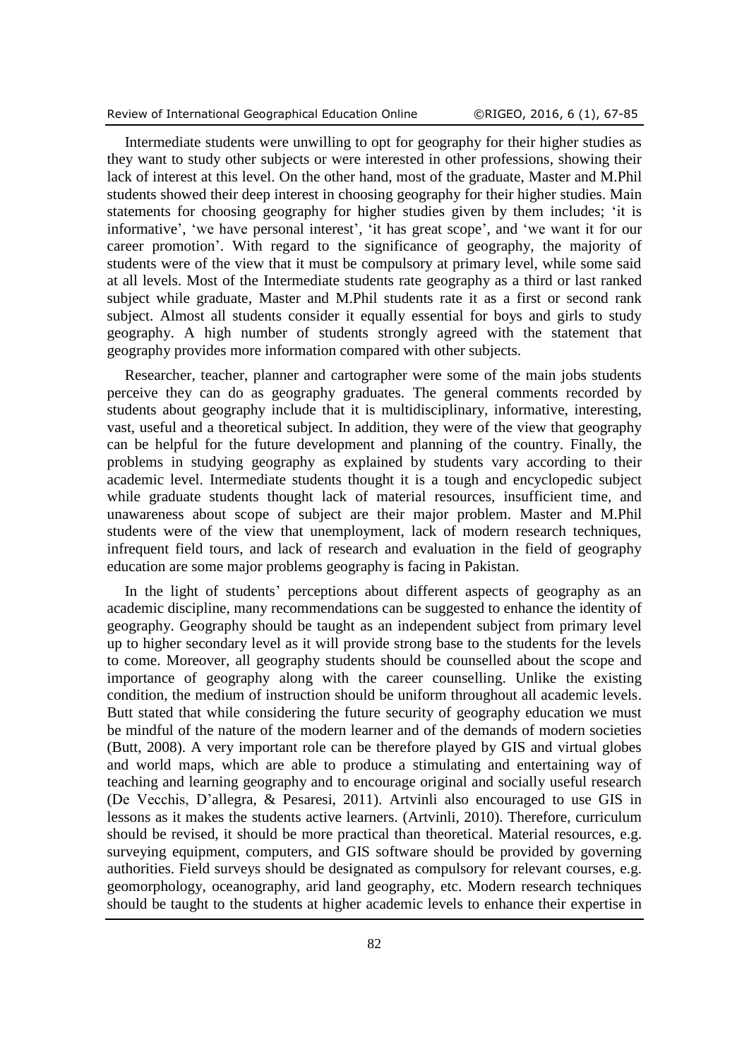Intermediate students were unwilling to opt for geography for their higher studies as they want to study other subjects or were interested in other professions, showing their lack of interest at this level. On the other hand, most of the graduate, Master and M.Phil students showed their deep interest in choosing geography for their higher studies. Main statements for choosing geography for higher studies given by them includes; 'it is informative', 'we have personal interest', 'it has great scope', and 'we want it for our career promotion'. With regard to the significance of geography, the majority of students were of the view that it must be compulsory at primary level, while some said at all levels. Most of the Intermediate students rate geography as a third or last ranked subject while graduate, Master and M.Phil students rate it as a first or second rank subject. Almost all students consider it equally essential for boys and girls to study geography. A high number of students strongly agreed with the statement that geography provides more information compared with other subjects.

Researcher, teacher, planner and cartographer were some of the main jobs students perceive they can do as geography graduates. The general comments recorded by students about geography include that it is multidisciplinary, informative, interesting, vast, useful and a theoretical subject. In addition, they were of the view that geography can be helpful for the future development and planning of the country. Finally, the problems in studying geography as explained by students vary according to their academic level. Intermediate students thought it is a tough and encyclopedic subject while graduate students thought lack of material resources, insufficient time, and unawareness about scope of subject are their major problem. Master and M.Phil students were of the view that unemployment, lack of modern research techniques, infrequent field tours, and lack of research and evaluation in the field of geography education are some major problems geography is facing in Pakistan.

In the light of students' perceptions about different aspects of geography as an academic discipline, many recommendations can be suggested to enhance the identity of geography. Geography should be taught as an independent subject from primary level up to higher secondary level as it will provide strong base to the students for the levels to come. Moreover, all geography students should be counselled about the scope and importance of geography along with the career counselling. Unlike the existing condition, the medium of instruction should be uniform throughout all academic levels. Butt stated that while considering the future security of geography education we must be mindful of the nature of the modern learner and of the demands of modern societies (Butt, 2008). A very important role can be therefore played by GIS and virtual globes and world maps, which are able to produce a stimulating and entertaining way of teaching and learning geography and to encourage original and socially useful research (De Vecchis, D'allegra, & Pesaresi, 2011). Artvinli also encouraged to use GIS in lessons as it makes the students active learners. (Artvinli, 2010). Therefore, curriculum should be revised, it should be more practical than theoretical. Material resources, e.g. surveying equipment, computers, and GIS software should be provided by governing authorities. Field surveys should be designated as compulsory for relevant courses, e.g. geomorphology, oceanography, arid land geography, etc. Modern research techniques should be taught to the students at higher academic levels to enhance their expertise in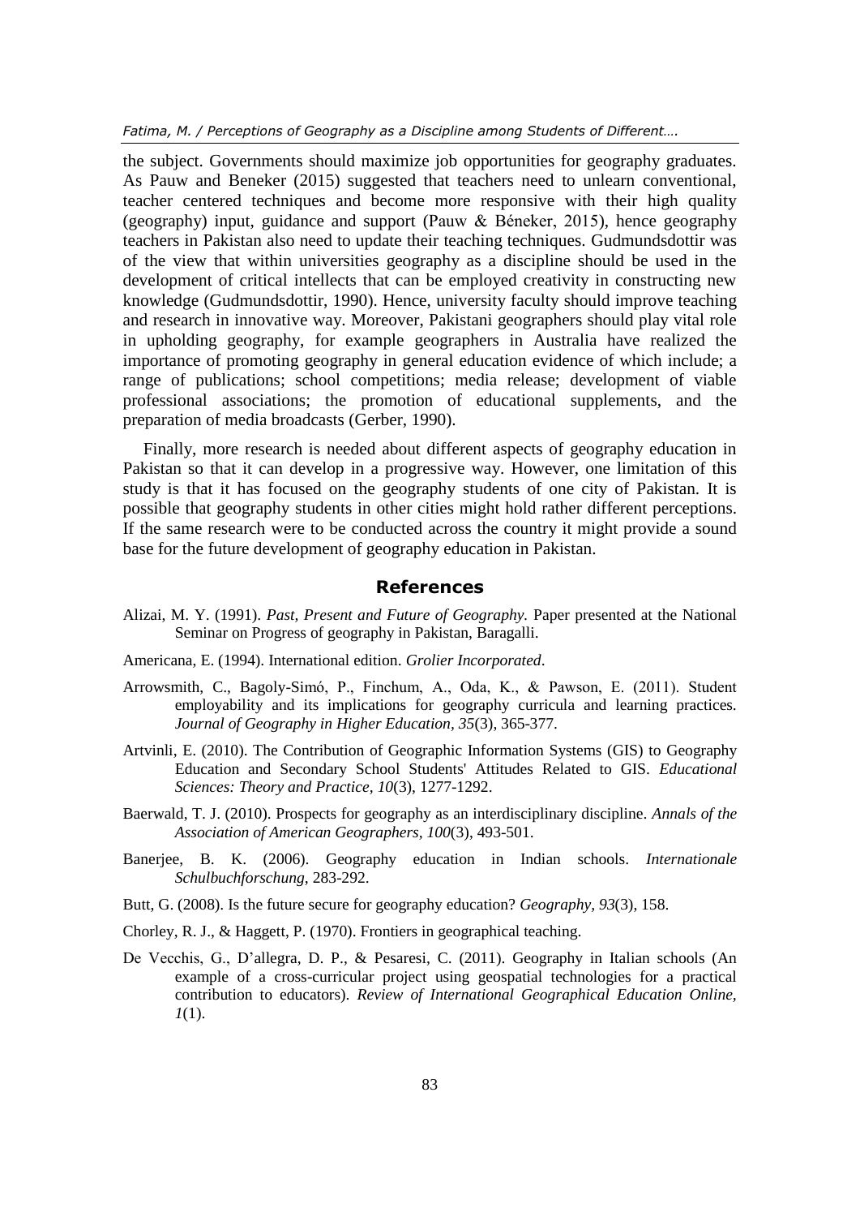the subject. Governments should maximize job opportunities for geography graduates. As Pauw and Beneker (2015) suggested that teachers need to unlearn conventional, teacher centered techniques and become more responsive with their high quality (geography) input, guidance and support (Pauw & Béneker, 2015), hence geography teachers in Pakistan also need to update their teaching techniques. Gudmundsdottir was of the view that within universities geography as a discipline should be used in the development of critical intellects that can be employed creativity in constructing new knowledge (Gudmundsdottir, 1990). Hence, university faculty should improve teaching and research in innovative way. Moreover, Pakistani geographers should play vital role in upholding geography, for example geographers in Australia have realized the importance of promoting geography in general education evidence of which include; a range of publications; school competitions; media release; development of viable professional associations; the promotion of educational supplements, and the preparation of media broadcasts (Gerber, 1990).

Finally, more research is needed about different aspects of geography education in Pakistan so that it can develop in a progressive way. However, one limitation of this study is that it has focused on the geography students of one city of Pakistan. It is possible that geography students in other cities might hold rather different perceptions. If the same research were to be conducted across the country it might provide a sound base for the future development of geography education in Pakistan.

## References

Alizai, M. Y. (1991). *Past, Present and Future of Geography.* Paper presented at the National Seminar on Progress of geography in Pakistan, Baragalli.

Americana, E. (1994). International edition. *Grolier Incorporated*.

Arrowsmith, C., Bagoly-Simó, P., Finchum, A., Oda, K., & Pawson, E. (2011). Student employability and its implications for geography curricula and learning practices. *Journal of Geography in Higher Education, 35*(3), 365-377.

Artvinli, E. (2010). The Contribution of Geographic Information Systems (GIS) to Geography Education and Secondary School Students' Attitudes Related to GIS. *Educational Sciences: Theory and Practice, 10*(3), 1277-1292.

Baerwald, T. J. (2010). Prospects for geography as an interdisciplinary discipline. *Annals of the Association of American Geographers, 100*(3), 493-501.

Banerjee, B. K. (2006). Geography education in Indian schools. *Internationale Schulbuchforschung*, 283-292.

Butt, G. (2008). Is the future secure for geography education? *Geography, 93*(3), 158.

Chorley, R. J., & Haggett, P. (1970). Frontiers in geographical teaching.

De Vecchis, G., D'allegra, D. P., & Pesaresi, C. (2011). Geography in Italian schools (An example of a cross-curricular project using geospatial technologies for a practical contribution to educators). *Review of International Geographical Education Online, 1*(1).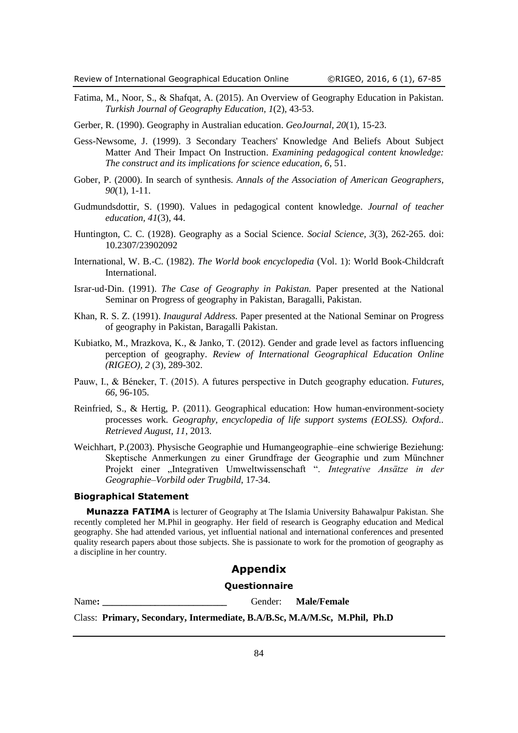Fatima, M., Noor, S., & Shafqat, A. (2015). An Overview of Geography Education in Pakistan. *Turkish Journal of Geography Education, 1*(2), 43-53.

Gerber, R. (1990). Geography in Australian education. *GeoJournal, 20*(1), 15-23.

Gess-Newsome, J. (1999). 3 Secondary Teachers' Knowledge And Beliefs About Subject Matter And Their Impact On Instruction. *Examining pedagogical content knowledge: The construct and its implications for science education, 6*, 51.

Gober, P. (2000). In search of synthesis. *Annals of the Association of American Geographers, 90*(1), 1-11.

Gudmundsdottir, S. (1990). Values in pedagogical content knowledge. *Journal of teacher education, 41*(3), 44.

Huntington, C. C. (1928). Geography as a Social Science. *Social Science, 3*(3), 262-265. doi: 10.2307/23902092

International, W. B.-C. (1982). *The World book encyclopedia* (Vol. 1): World Book-Childcraft International.

Israr-ud-Din. (1991). *The Case of Geography in Pakistan.* Paper presented at the National Seminar on Progress of geography in Pakistan, Baragalli, Pakistan.

Khan, R. S. Z. (1991). *Inaugural Address.* Paper presented at the National Seminar on Progress of geography in Pakistan, Baragalli Pakistan.

Kubiatko, M., Mrazkova, K., & Janko, T. (2012). Gender and grade level as factors influencing perception of geography. *Review of International Geographical Education Online (RIGEO), 2* (3), 289-302.

Pauw, I., & Béneker, T. (2015). A futures perspective in Dutch geography education. *Futures, 66*, 96-105.

Reinfried, S., & Hertig, P. (2011). Geographical education: How human-environment-society processes work. *Geography, encyclopedia of life support systems (EOLSS). Oxford.. Retrieved August, 11*, 2013.

Weichhart, P.(2003). Physische Geographie und Humangeographie–eine schwierige Beziehung: Skeptische Anmerkungen zu einer Grundfrage der Geographie und zum Münchner Projekt einer „Integrativen Umweltwissenschaft ". *Integrative Ansätze in der Geographie–Vorbild oder Trugbild*, 17-34.

#### Biographical Statement

**Munazza FATIMA** is lecturer of Geography at The Islamia University Bahawalpur Pakistan. She recently completed her M.Phil in geography. Her field of research is Geography education and Medical geography. She had attended various, yet influential national and international conferences and presented quality research papers about those subjects. She is passionate to work for the promotion of geography as a discipline in her country.

## Appendix

### Questionnaire

Name**: ________________________** Gender: **Male/Female**

Class: **Primary, Secondary, Intermediate, B.A/B.Sc, M.A/M.Sc, M.Phil, Ph.D**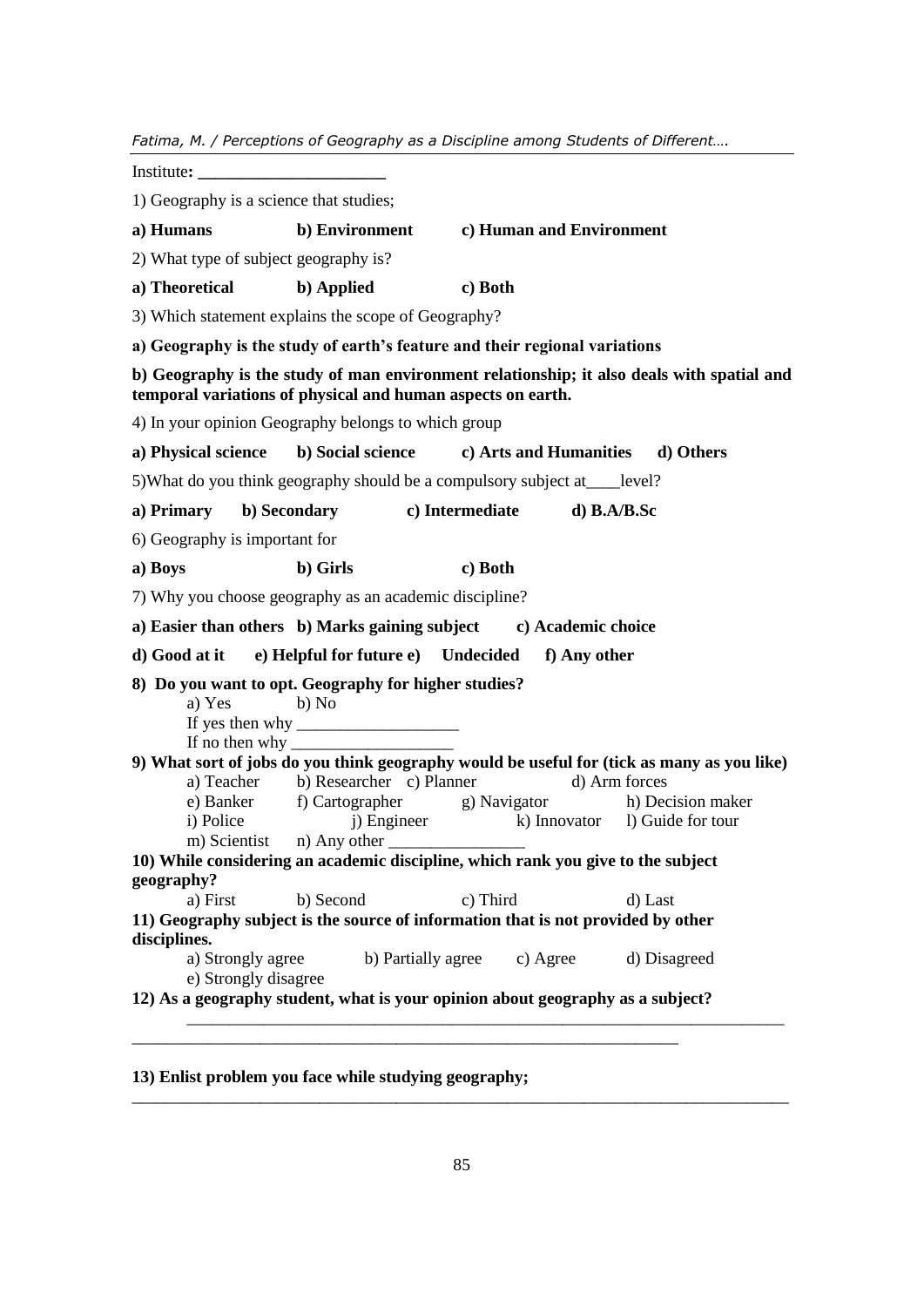Institute**: ______________________**

1) Geography is a science that studies;

**a) Humans b) Environment c) Human and Environment**

2) What type of subject geography is?

**a) Theoretical b) Applied c) Both**

3) Which statement explains the scope of Geography?

**a) Geography is the study of earth's feature and their regional variations**

**b) Geography is the study of man environment relationship; it also deals with spatial and temporal variations of physical and human aspects on earth.**

4) In your opinion Geography belongs to which group

**a) Physical science b) Social science c) Arts and Humanities d) Others**

5)What do you think geography should be a compulsory subject at____level?

**a) Primary b) Secondary c) Intermediate d) B.A/B.Sc**

6) Geography is important for

**a) Boys b) Girls c) Both**

7) Why you choose geography as an academic discipline?

**a) Easier than others b) Marks gaining subject c) Academic choice**

**d) Good at it e) Helpful for future e) Undecided f) Any other**

**8) Do you want to opt. Geography for higher studies?**

a) Yes b) No

If yes then why ___________________

If no then why ___________________

**9) What sort of jobs do you think geography would be useful for (tick as many as you like)**

a) Teacher b) Researcher c) Planner d) Arm forces
e) Banker f) Cartographer g) Navigator h) Decision maker
i) Police j) Engineer k) Innovator l) Guide for tour
m) Scientist n) Any other ________________

**10) While considering an academic discipline, which rank you give to the subject geography?**

a) First b) Second c) Third d) Last

**11) Geography subject is the source of information that is not provided by other disciplines.**

a) Strongly agree b) Partially agree c) Agree d) Disagreed
e) Strongly disagree

**12) As a geography student, what is your opinion about geography as a subject?**

_______________________________________________________________________

_______________________________________________________________________

**13) Enlist problem you face while studying geography;**

_______________________________________________________________________